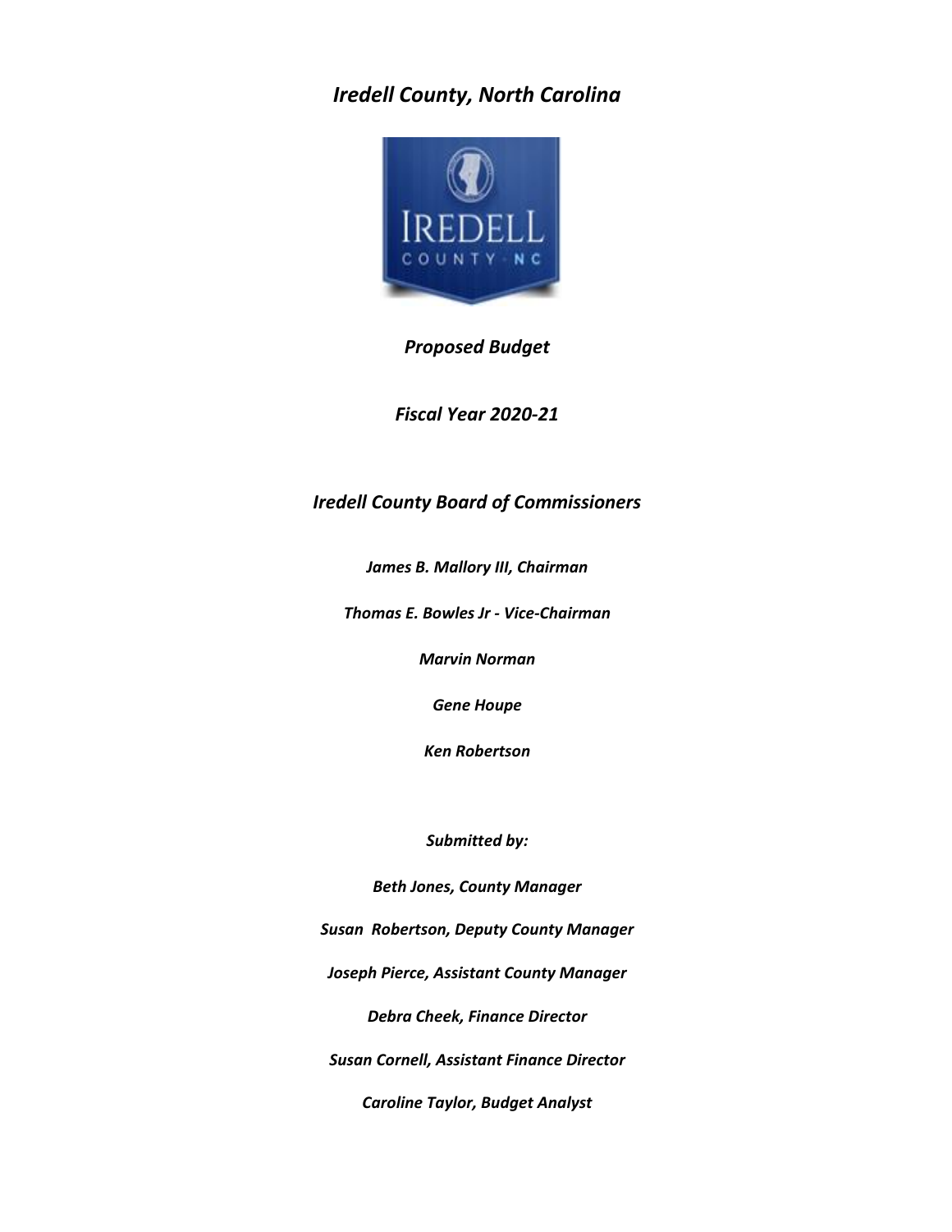# *Iredell County, North Carolina*

***Proposed Budget***

***Fiscal Year 2020-21***

## *Iredell County Board of Commissioners*

***James B. Mallory III, Chairman***

***Thomas E. Bowles Jr - Vice-Chairman***

***Marvin Norman***

***Gene Houpe***

***Ken Robertson***

***Submitted by:***

***Beth Jones, County Manager***

***Susan Robertson, Deputy County Manager***

***Joseph Pierce, Assistant County Manager***

***Debra Cheek, Finance Director***

***Susan Cornell, Assistant Finance Director***

***Caroline Taylor, Budget Analyst***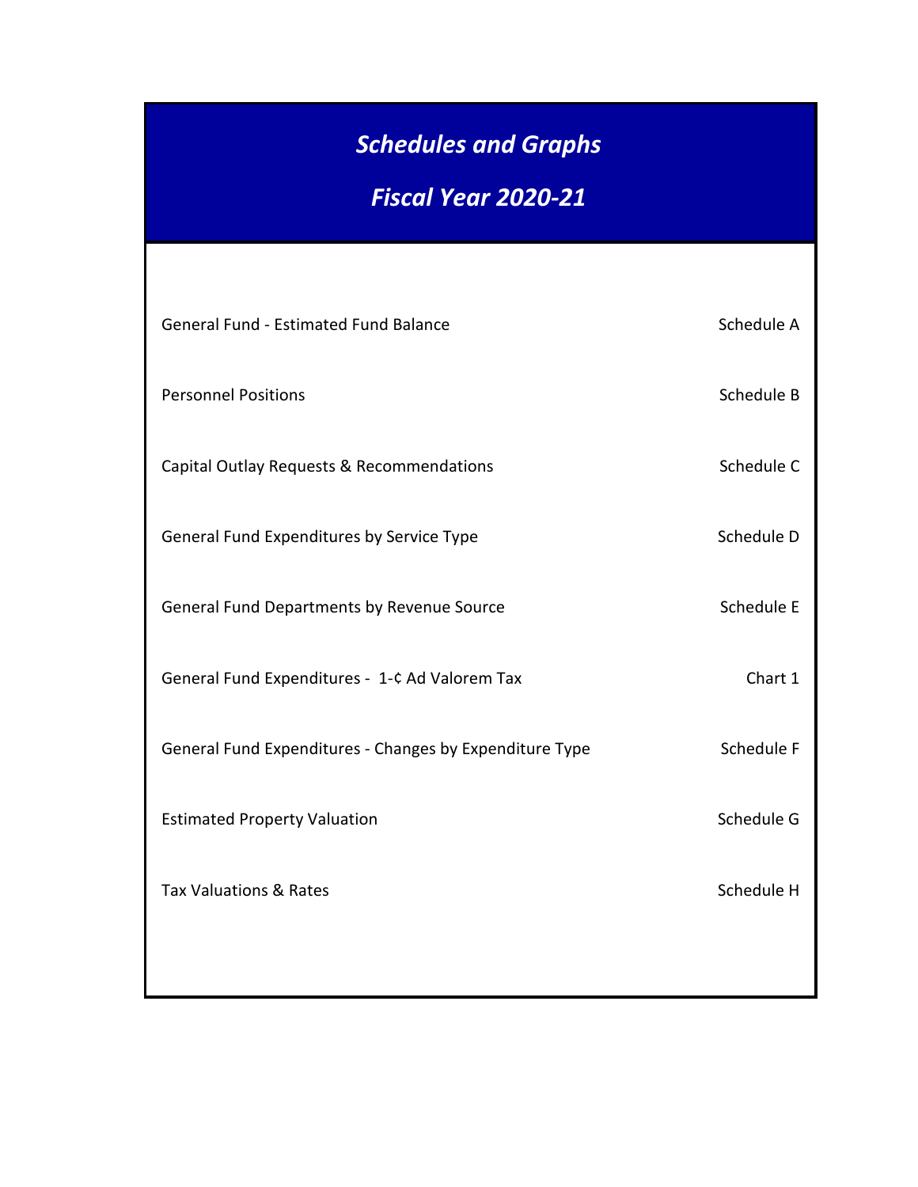# *Schedules and Graphs*

## *Fiscal Year 2020-21*

| | |
|---|---|
| General Fund - Estimated Fund Balance | Schedule A |
| Personnel Positions | Schedule B |
| Capital Outlay Requests & Recommendations | Schedule C |
| General Fund Expenditures by Service Type | Schedule D |
| General Fund Departments by Revenue Source | Schedule E |
| General Fund Expenditures - 1-¢ Ad Valorem Tax | Chart 1 |
| General Fund Expenditures - Changes by Expenditure Type | Schedule F |
| Estimated Property Valuation | Schedule G |
| Tax Valuations & Rates | Schedule H |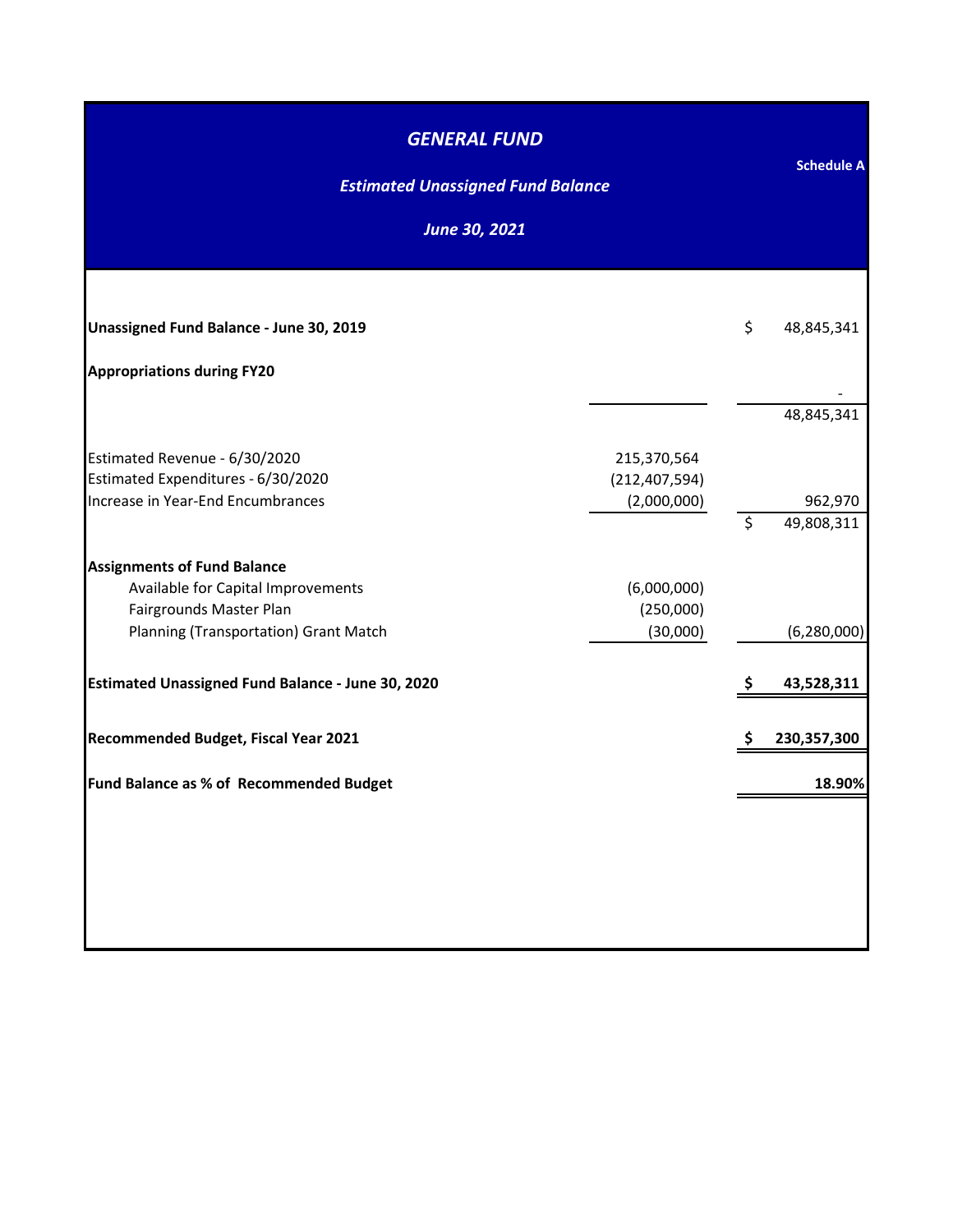# *GENERAL FUND*

**Schedule A**

## *Estimated Unassigned Fund Balance*

### *June 30, 2021*

| | | | |
|---|---|---|---|
| **Unassigned Fund Balance - June 30, 2019** | | $ | 48,845,341 |
| **Appropriations during FY20** | | | - |
| | | | 48,845,341 |
| Estimated Revenue - 6/30/2020 | 215,370,564 | | |
| Estimated Expenditures - 6/30/2020 | (212,407,594) | | |
| Increase in Year-End Encumbrances | (2,000,000) | | 962,970 |
| | | $ | 49,808,311 |
| **Assignments of Fund Balance** | | | |
| Available for Capital Improvements | (6,000,000) | | |
| Fairgrounds Master Plan | (250,000) | | |
| Planning (Transportation) Grant Match | (30,000) | | (6,280,000) |
| **Estimated Unassigned Fund Balance - June 30, 2020** | | **$** | **43,528,311** |
| **Recommended Budget, Fiscal Year 2021** | | **$** | **230,357,300** |
| **Fund Balance as % of Recommended Budget** | | | **18.90%** |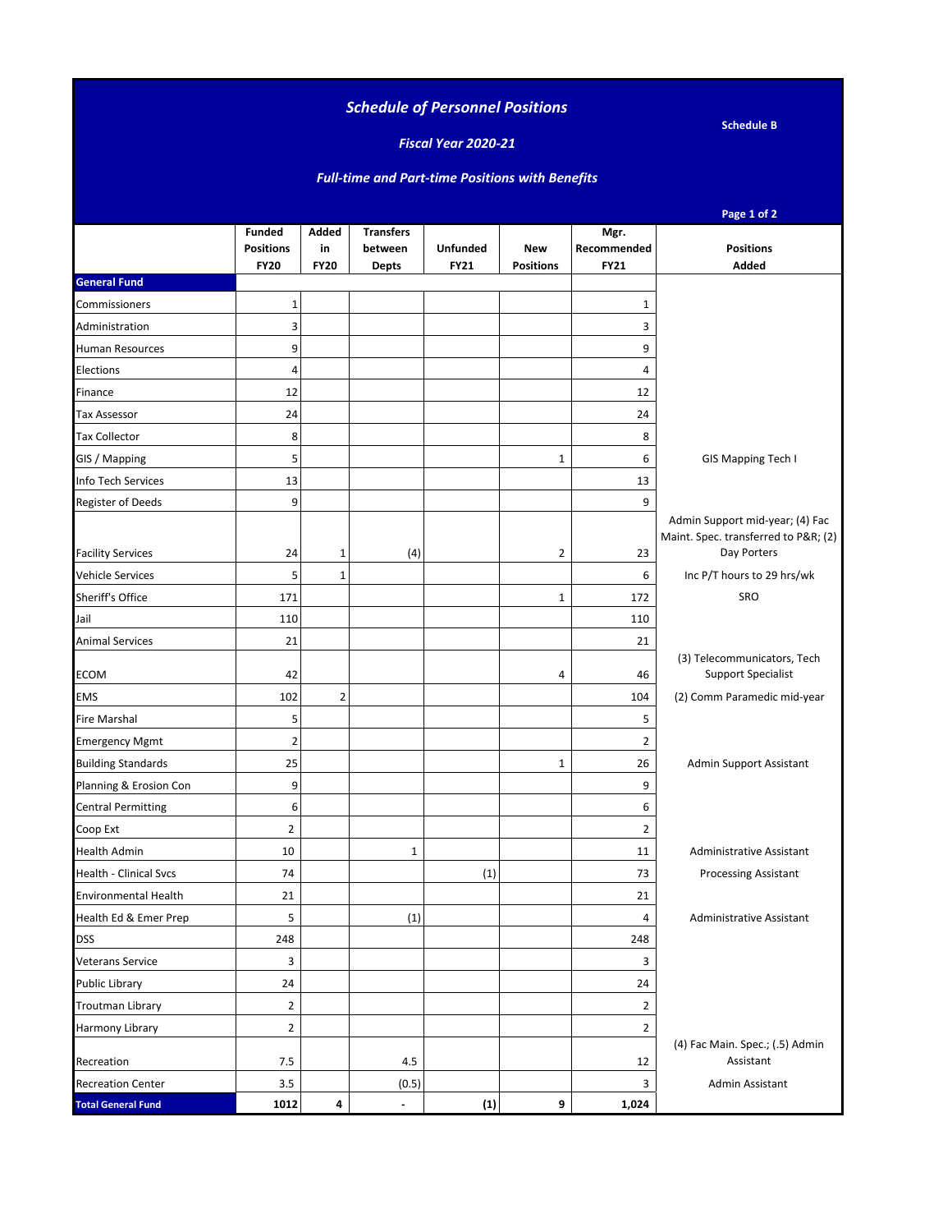# Schedule of Personnel Positions

**Schedule B**

## Fiscal Year 2020-21

### Full-time and Part-time Positions with Benefits

| | Funded Positions FY20 | Added in FY20 | Transfers between Depts | Unfunded FY21 | New Positions | Mgr. Recommended FY21 | Positions Added |
|---|---|---|---|---|---|---|---|
| **General Fund** | | | | | | | |
| Commissioners | 1 | | | | | 1 | |
| Administration | 3 | | | | | 3 | |
| Human Resources | 9 | | | | | 9 | |
| Elections | 4 | | | | | 4 | |
| Finance | 12 | | | | | 12 | |
| Tax Assessor | 24 | | | | | 24 | |
| Tax Collector | 8 | | | | | 8 | |
| GIS / Mapping | 5 | | | | 1 | 6 | GIS Mapping Tech I |
| Info Tech Services | 13 | | | | | 13 | |
| Register of Deeds | 9 | | | | | 9 | |
| Facility Services | 24 | 1 | (4) | | 2 | 23 | Admin Support mid-year; (4) Fac Maint. Spec. transferred to P&R; (2) Day Porters |
| Vehicle Services | 5 | 1 | | | | 6 | Inc P/T hours to 29 hrs/wk |
| Sheriff's Office | 171 | | | | 1 | 172 | SRO |
| Jail | 110 | | | | | 110 | |
| Animal Services | 21 | | | | | 21 | |
| ECOM | 42 | | | | 4 | 46 | (3) Telecommunicators, Tech Support Specialist |
| EMS | 102 | 2 | | | | 104 | (2) Comm Paramedic mid-year |
| Fire Marshal | 5 | | | | | 5 | |
| Emergency Mgmt | 2 | | | | | 2 | |
| Building Standards | 25 | | | | 1 | 26 | Admin Support Assistant |
| Planning & Erosion Con | 9 | | | | | 9 | |
| Central Permitting | 6 | | | | | 6 | |
| Coop Ext | 2 | | | | | 2 | |
| Health Admin | 10 | | 1 | | | 11 | Administrative Assistant |
| Health - Clinical Svcs | 74 | | | (1) | | 73 | Processing Assistant |
| Environmental Health | 21 | | | | | 21 | |
| Health Ed & Emer Prep | 5 | | (1) | | | 4 | Administrative Assistant |
| DSS | 248 | | | | | 248 | |
| Veterans Service | 3 | | | | | 3 | |
| Public Library | 24 | | | | | 24 | |
| Troutman Library | 2 | | | | | 2 | |
| Harmony Library | 2 | | | | | 2 | |
| Recreation | 7.5 | | 4.5 | | | 12 | (4) Fac Main. Spec.; (.5) Admin Assistant |
| Recreation Center | 3.5 | | (0.5) | | | 3 | Admin Assistant |
| **Total General Fund** | **1012** | **4** | **-** | **(1)** | **9** | **1,024** | |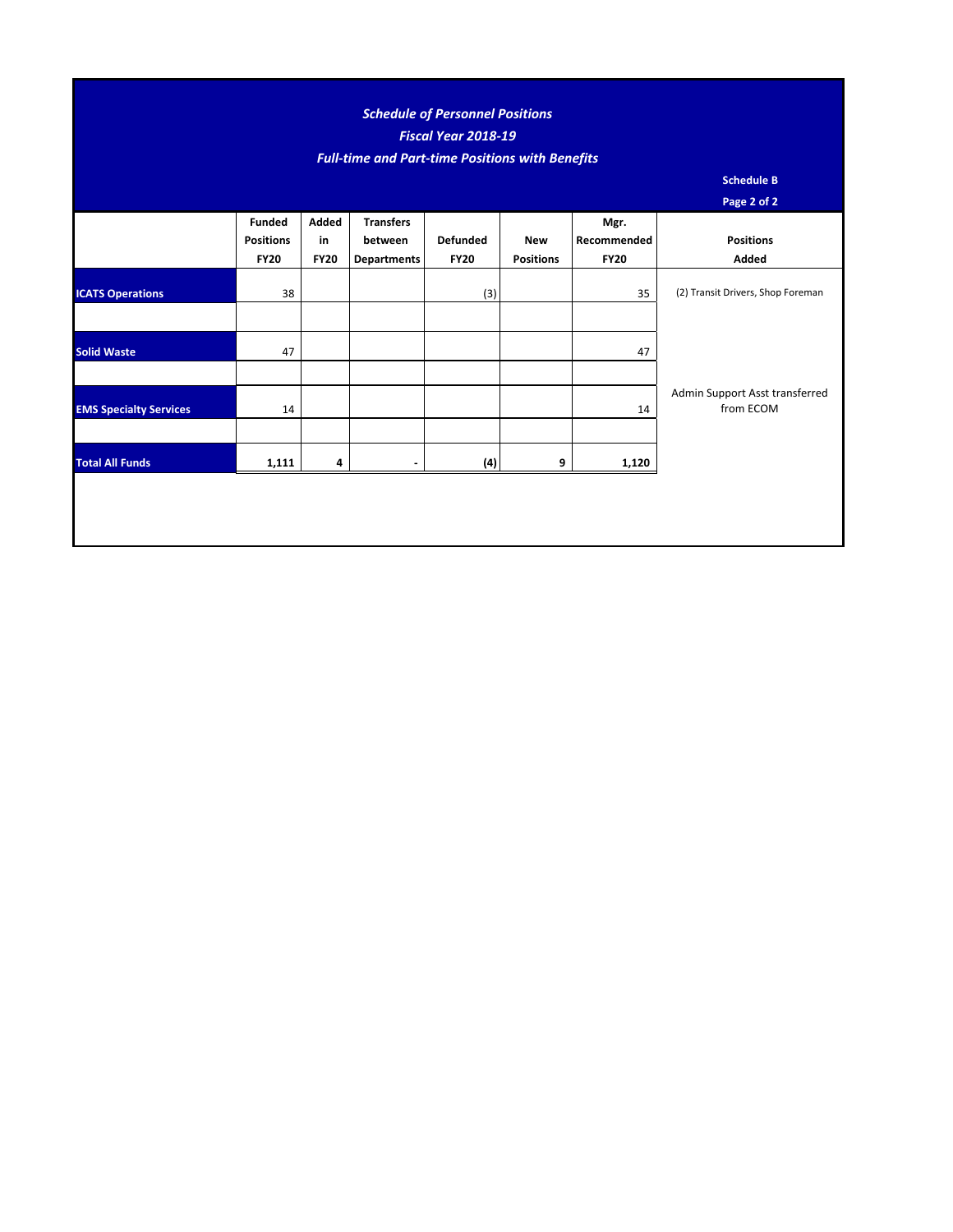## *Schedule of Personnel Positions*
## *Fiscal Year 2018-19*
## *Full-time and Part-time Positions with Benefits*

**Schedule B**

**Page 2 of 2**

| | Funded Positions FY20 | Added in FY20 | Transfers between Departments | Defunded FY20 | New Positions | Mgr. Recommended FY20 | Positions Added |
|---|---|---|---|---|---|---|---|
| **ICATS Operations** | 38 | | | (3) | | 35 | (2) Transit Drivers, Shop Foreman |
| | | | | | | | |
| **Solid Waste** | 47 | | | | | 47 | |
| | | | | | | | |
| **EMS Specialty Services** | 14 | | | | | 14 | Admin Support Asst transferred from ECOM |
| | | | | | | | |
| **Total All Funds** | **1,111** | **4** | **-** | **(4)** | **9** | **1,120** | |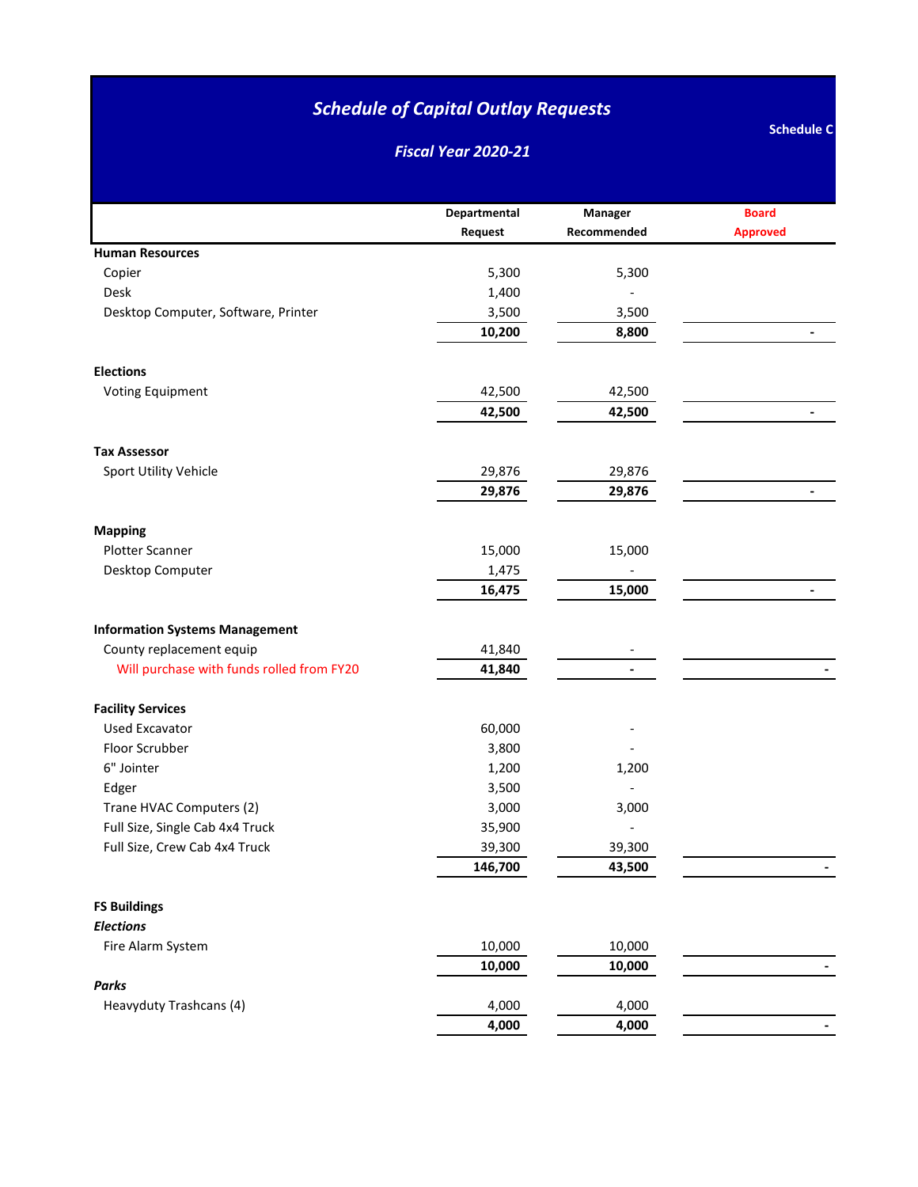# Schedule of Capital Outlay Requests

## Fiscal Year 2020-21

Schedule C

| | Departmental Request | Manager Recommended | Board Approved |
|---|---|---|---|
| **Human Resources** | | | |
| Copier | 5,300 | 5,300 | |
| Desk | 1,400 | - | |
| Desktop Computer, Software, Printer | 3,500 | 3,500 | |
| | **10,200** | **8,800** | **-** |
| **Elections** | | | |
| Voting Equipment | 42,500 | 42,500 | |
| | **42,500** | **42,500** | **-** |
| **Tax Assessor** | | | |
| Sport Utility Vehicle | 29,876 | 29,876 | |
| | **29,876** | **29,876** | **-** |
| **Mapping** | | | |
| Plotter Scanner | 15,000 | 15,000 | |
| Desktop Computer | 1,475 | - | |
| | **16,475** | **15,000** | **-** |
| **Information Systems Management** | | | |
| County replacement equip | 41,840 | - | |
| Will purchase with funds rolled from FY20 | **41,840** | **-** | **-** |
| **Facility Services** | | | |
| Used Excavator | 60,000 | - | |
| Floor Scrubber | 3,800 | - | |
| 6" Jointer | 1,200 | 1,200 | |
| Edger | 3,500 | - | |
| Trane HVAC Computers (2) | 3,000 | 3,000 | |
| Full Size, Single Cab 4x4 Truck | 35,900 | - | |
| Full Size, Crew Cab 4x4 Truck | 39,300 | 39,300 | |
| | **146,700** | **43,500** | **-** |
| **FS Buildings** | | | |
| ***Elections*** | | | |
| Fire Alarm System | 10,000 | 10,000 | |
| | **10,000** | **10,000** | **-** |
| ***Parks*** | | | |
| Heavyduty Trashcans (4) | 4,000 | 4,000 | |
| | **4,000** | **4,000** | **-** |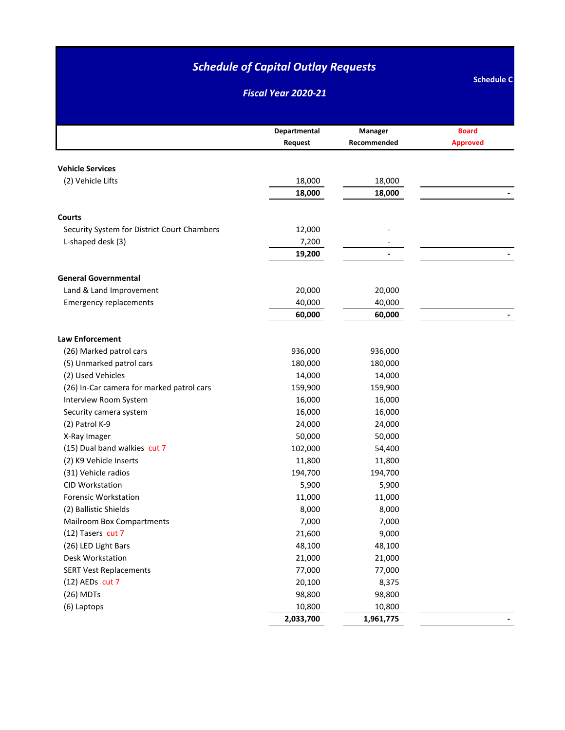# *Schedule of Capital Outlay Requests*

## *Fiscal Year 2020-21*

**Schedule C**

| | Departmental Request | Manager Recommended | Board Approved |
|---|---|---|---|
| **Vehicle Services** | | | |
| (2) Vehicle Lifts | 18,000 | 18,000 | |
| | **18,000** | **18,000** | - |
| **Courts** | | | |
| Security System for District Court Chambers | 12,000 | - | |
| L-shaped desk (3) | 7,200 | - | |
| | **19,200** | **-** | - |
| **General Governmental** | | | |
| Land & Land Improvement | 20,000 | 20,000 | |
| Emergency replacements | 40,000 | 40,000 | |
| | **60,000** | **60,000** | - |
| **Law Enforcement** | | | |
| (26) Marked patrol cars | 936,000 | 936,000 | |
| (5) Unmarked patrol cars | 180,000 | 180,000 | |
| (2) Used Vehicles | 14,000 | 14,000 | |
| (26) In-Car camera for marked patrol cars | 159,900 | 159,900 | |
| Interview Room System | 16,000 | 16,000 | |
| Security camera system | 16,000 | 16,000 | |
| (2) Patrol K-9 | 24,000 | 24,000 | |
| X-Ray Imager | 50,000 | 50,000 | |
| (15) Dual band walkies cut 7 | 102,000 | 54,400 | |
| (2) K9 Vehicle Inserts | 11,800 | 11,800 | |
| (31) Vehicle radios | 194,700 | 194,700 | |
| CID Workstation | 5,900 | 5,900 | |
| Forensic Workstation | 11,000 | 11,000 | |
| (2) Ballistic Shields | 8,000 | 8,000 | |
| Mailroom Box Compartments | 7,000 | 7,000 | |
| (12) Tasers cut 7 | 21,600 | 9,000 | |
| (26) LED Light Bars | 48,100 | 48,100 | |
| Desk Workstation | 21,000 | 21,000 | |
| SERT Vest Replacements | 77,000 | 77,000 | |
| (12) AEDs cut 7 | 20,100 | 8,375 | |
| (26) MDTs | 98,800 | 98,800 | |
| (6) Laptops | 10,800 | 10,800 | |
| | **2,033,700** | **1,961,775** | - |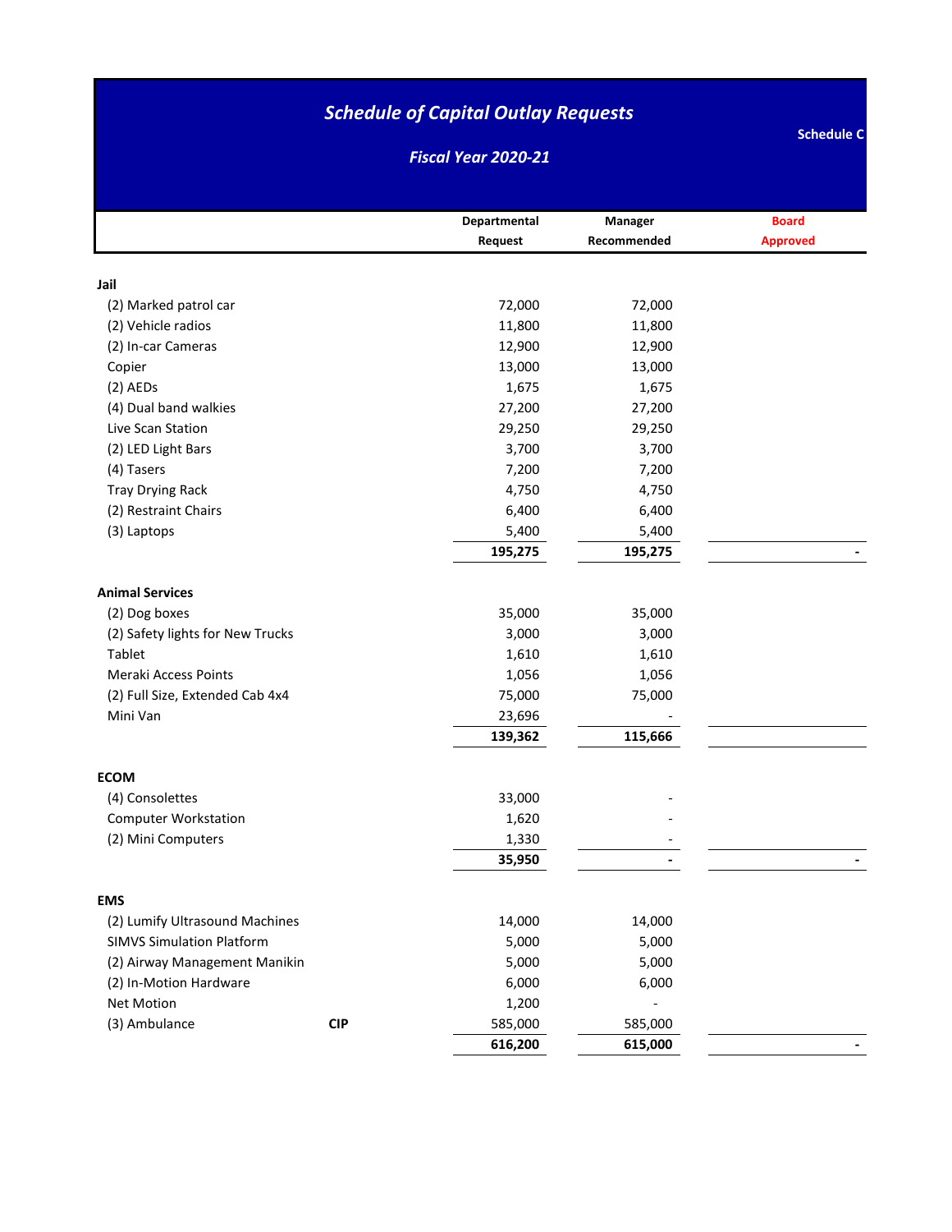# *Schedule of Capital Outlay Requests*

## *Fiscal Year 2020-21*

**Schedule C**

| | | Departmental Request | Manager Recommended | Board Approved |
|---|---|---|---|---|
| **Jail** | | | | |
| (2) Marked patrol car | | 72,000 | 72,000 | |
| (2) Vehicle radios | | 11,800 | 11,800 | |
| (2) In-car Cameras | | 12,900 | 12,900 | |
| Copier | | 13,000 | 13,000 | |
| (2) AEDs | | 1,675 | 1,675 | |
| (4) Dual band walkies | | 27,200 | 27,200 | |
| Live Scan Station | | 29,250 | 29,250 | |
| (2) LED Light Bars | | 3,700 | 3,700 | |
| (4) Tasers | | 7,200 | 7,200 | |
| Tray Drying Rack | | 4,750 | 4,750 | |
| (2) Restraint Chairs | | 6,400 | 6,400 | |
| (3) Laptops | | 5,400 | 5,400 | |
| | | **195,275** | **195,275** | - |
| **Animal Services** | | | | |
| (2) Dog boxes | | 35,000 | 35,000 | |
| (2) Safety lights for New Trucks | | 3,000 | 3,000 | |
| Tablet | | 1,610 | 1,610 | |
| Meraki Access Points | | 1,056 | 1,056 | |
| (2) Full Size, Extended Cab 4x4 | | 75,000 | 75,000 | |
| Mini Van | | 23,696 | - | |
| | | **139,362** | **115,666** | |
| **ECOM** | | | | |
| (4) Consolettes | | 33,000 | - | |
| Computer Workstation | | 1,620 | - | |
| (2) Mini Computers | | 1,330 | - | |
| | | **35,950** | **-** | - |
| **EMS** | | | | |
| (2) Lumify Ultrasound Machines | | 14,000 | 14,000 | |
| SIMVS Simulation Platform | | 5,000 | 5,000 | |
| (2) Airway Management Manikin | | 5,000 | 5,000 | |
| (2) In-Motion Hardware | | 6,000 | 6,000 | |
| Net Motion | | 1,200 | - | |
| (3) Ambulance | **CIP** | 585,000 | 585,000 | |
| | | **616,200** | **615,000** | - |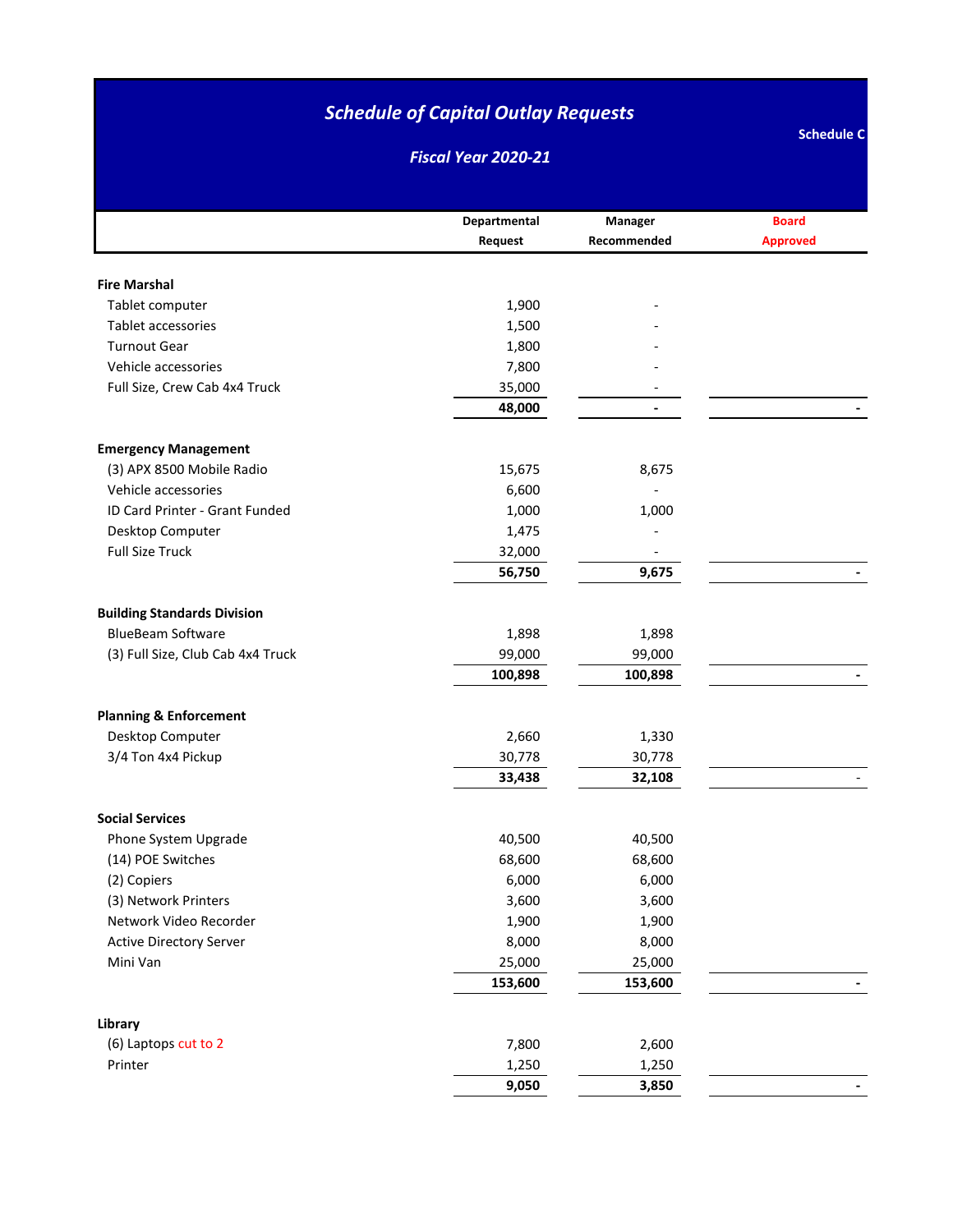# *Schedule of Capital Outlay Requests*

***Fiscal Year 2020-21***

**Schedule C**

| | Departmental Request | Manager Recommended | Board Approved |
|---|---|---|---|
| **Fire Marshal** | | | |
| Tablet computer | 1,900 | - | |
| Tablet accessories | 1,500 | - | |
| Turnout Gear | 1,800 | - | |
| Vehicle accessories | 7,800 | - | |
| Full Size, Crew Cab 4x4 Truck | 35,000 | - | |
| | **48,000** | **-** | **-** |
| **Emergency Management** | | | |
| (3) APX 8500 Mobile Radio | 15,675 | 8,675 | |
| Vehicle accessories | 6,600 | - | |
| ID Card Printer - Grant Funded | 1,000 | 1,000 | |
| Desktop Computer | 1,475 | - | |
| Full Size Truck | 32,000 | - | |
| | **56,750** | **9,675** | **-** |
| **Building Standards Division** | | | |
| BlueBeam Software | 1,898 | 1,898 | |
| (3) Full Size, Club Cab 4x4 Truck | 99,000 | 99,000 | |
| | **100,898** | **100,898** | **-** |
| **Planning & Enforcement** | | | |
| Desktop Computer | 2,660 | 1,330 | |
| 3/4 Ton 4x4 Pickup | 30,778 | 30,778 | |
| | **33,438** | **32,108** | - |
| **Social Services** | | | |
| Phone System Upgrade | 40,500 | 40,500 | |
| (14) POE Switches | 68,600 | 68,600 | |
| (2) Copiers | 6,000 | 6,000 | |
| (3) Network Printers | 3,600 | 3,600 | |
| Network Video Recorder | 1,900 | 1,900 | |
| Active Directory Server | 8,000 | 8,000 | |
| Mini Van | 25,000 | 25,000 | |
| | **153,600** | **153,600** | **-** |
| **Library** | | | |
| (6) Laptops cut to 2 | 7,800 | 2,600 | |
| Printer | 1,250 | 1,250 | |
| | **9,050** | **3,850** | **-** |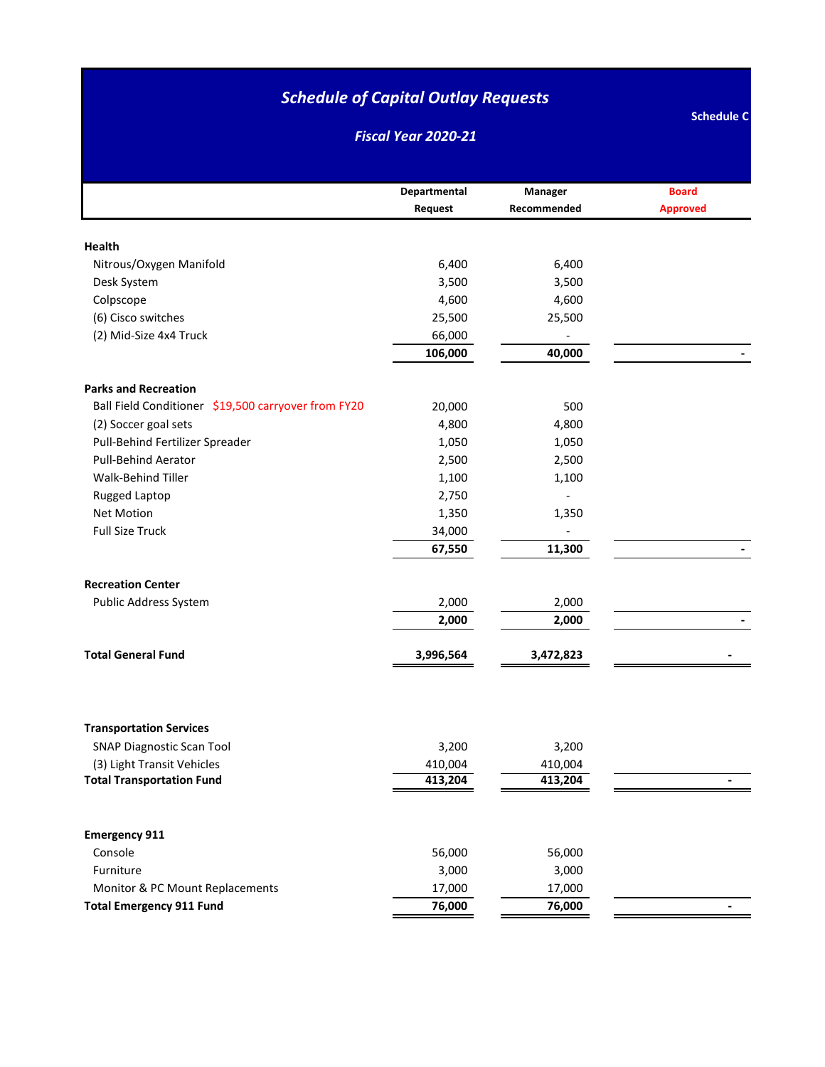# *Schedule of Capital Outlay Requests*

## *Fiscal Year 2020-21*

**Schedule C**

| | Departmental Request | Manager Recommended | Board Approved |
|---|---|---|---|
| **Health** | | | |
| Nitrous/Oxygen Manifold | 6,400 | 6,400 | |
| Desk System | 3,500 | 3,500 | |
| Colpscope | 4,600 | 4,600 | |
| (6) Cisco switches | 25,500 | 25,500 | |
| (2) Mid-Size 4x4 Truck | 66,000 | - | |
| | **106,000** | **40,000** | - |
| **Parks and Recreation** | | | |
| Ball Field Conditioner $19,500 carryover from FY20 | 20,000 | 500 | |
| (2) Soccer goal sets | 4,800 | 4,800 | |
| Pull-Behind Fertilizer Spreader | 1,050 | 1,050 | |
| Pull-Behind Aerator | 2,500 | 2,500 | |
| Walk-Behind Tiller | 1,100 | 1,100 | |
| Rugged Laptop | 2,750 | - | |
| Net Motion | 1,350 | 1,350 | |
| Full Size Truck | 34,000 | - | |
| | **67,550** | **11,300** | - |
| **Recreation Center** | | | |
| Public Address System | 2,000 | 2,000 | |
| | **2,000** | **2,000** | - |
| **Total General Fund** | **3,996,564** | **3,472,823** | - |
| **Transportation Services** | | | |
| SNAP Diagnostic Scan Tool | 3,200 | 3,200 | |
| (3) Light Transit Vehicles | 410,004 | 410,004 | |
| **Total Transportation Fund** | **413,204** | **413,204** | - |
| **Emergency 911** | | | |
| Console | 56,000 | 56,000 | |
| Furniture | 3,000 | 3,000 | |
| Monitor & PC Mount Replacements | 17,000 | 17,000 | |
| **Total Emergency 911 Fund** | **76,000** | **76,000** | - |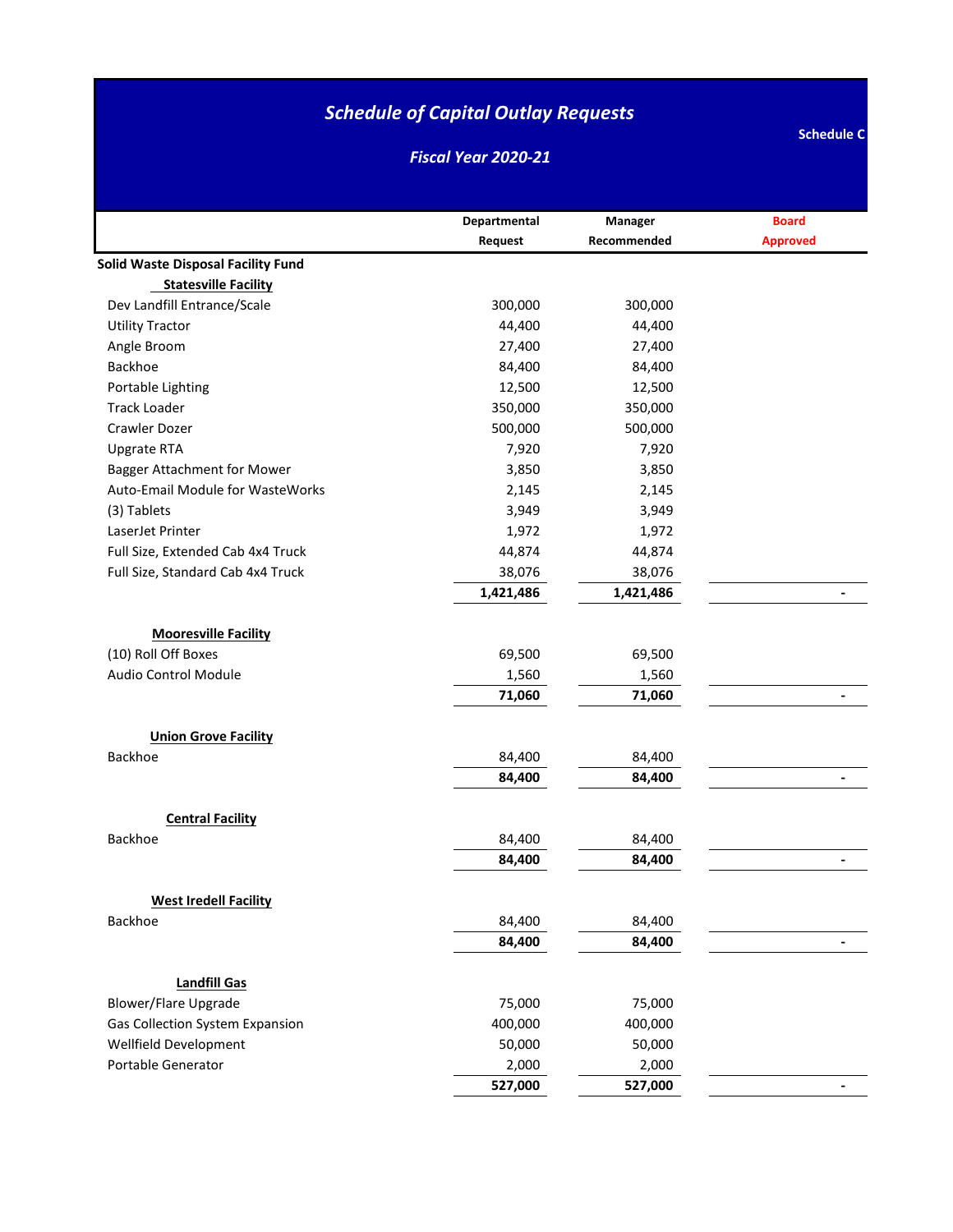# *Schedule of Capital Outlay Requests*

**Schedule C**

## *Fiscal Year 2020-21*

| | Departmental Request | Manager Recommended | Board Approved |
|---|---|---|---|
| **Solid Waste Disposal Facility Fund** | | | |
| **Statesville Facility** | | | |
| Dev Landfill Entrance/Scale | 300,000 | 300,000 | |
| Utility Tractor | 44,400 | 44,400 | |
| Angle Broom | 27,400 | 27,400 | |
| Backhoe | 84,400 | 84,400 | |
| Portable Lighting | 12,500 | 12,500 | |
| Track Loader | 350,000 | 350,000 | |
| Crawler Dozer | 500,000 | 500,000 | |
| Upgrate RTA | 7,920 | 7,920 | |
| Bagger Attachment for Mower | 3,850 | 3,850 | |
| Auto-Email Module for WasteWorks | 2,145 | 2,145 | |
| (3) Tablets | 3,949 | 3,949 | |
| LaserJet Printer | 1,972 | 1,972 | |
| Full Size, Extended Cab 4x4 Truck | 44,874 | 44,874 | |
| Full Size, Standard Cab 4x4 Truck | 38,076 | 38,076 | |
| | **1,421,486** | **1,421,486** | - |
| **Mooresville Facility** | | | |
| (10) Roll Off Boxes | 69,500 | 69,500 | |
| Audio Control Module | 1,560 | 1,560 | |
| | **71,060** | **71,060** | - |
| **Union Grove Facility** | | | |
| Backhoe | 84,400 | 84,400 | |
| | **84,400** | **84,400** | - |
| **Central Facility** | | | |
| Backhoe | 84,400 | 84,400 | |
| | **84,400** | **84,400** | - |
| **West Iredell Facility** | | | |
| Backhoe | 84,400 | 84,400 | |
| | **84,400** | **84,400** | - |
| **Landfill Gas** | | | |
| Blower/Flare Upgrade | 75,000 | 75,000 | |
| Gas Collection System Expansion | 400,000 | 400,000 | |
| Wellfield Development | 50,000 | 50,000 | |
| Portable Generator | 2,000 | 2,000 | |
| | **527,000** | **527,000** | - |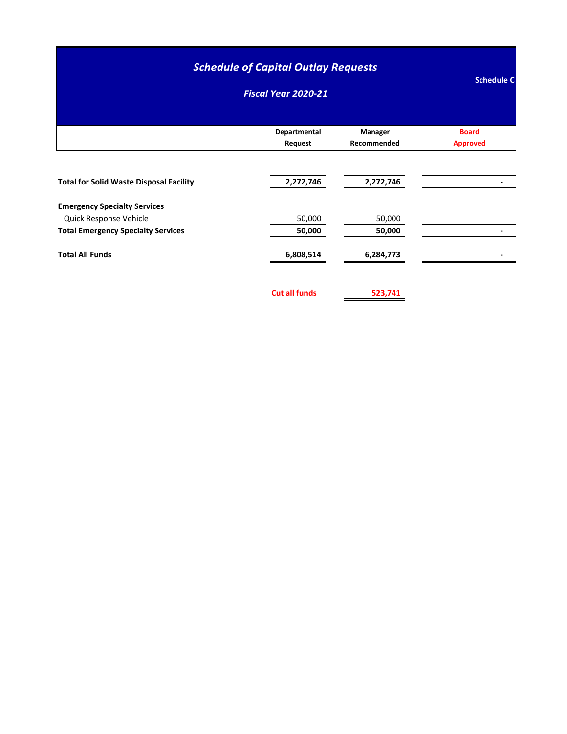# *Schedule of Capital Outlay Requests*

## *Fiscal Year 2020-21*

**Schedule C**

| | Departmental Request | Manager Recommended | Board Approved |
|---|---|---|---|
| **Total for Solid Waste Disposal Facility** | **2,272,746** | **2,272,746** | - |
| **Emergency Specialty Services** | | | |
| Quick Response Vehicle | 50,000 | 50,000 | |
| **Total Emergency Specialty Services** | **50,000** | **50,000** | - |
| **Total All Funds** | **6,808,514** | **6,284,773** | - |
| | **Cut all funds** | **523,741** | |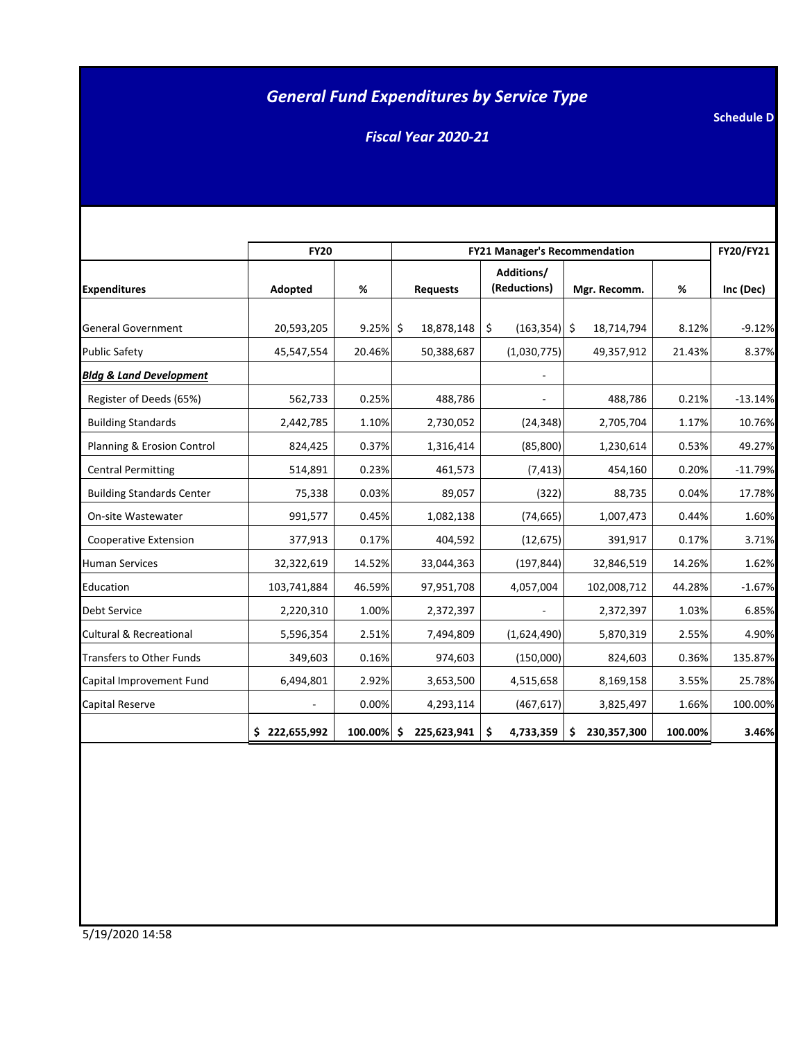# *General Fund Expenditures by Service Type*

**Schedule D**

## *Fiscal Year 2020-21*

| | FY20 | | FY21 Manager's Recommendation | | | | FY20/FY21 |
|---|---|---|---|---|---|---|---|
| **Expenditures** | **Adopted** | **%** | **Requests** | **Additions/ (Reductions)** | **Mgr. Recomm.** | **%** | **Inc (Dec)** |
| General Government | 20,593,205 | 9.25% | $ 18,878,148 | $ (163,354) | $ 18,714,794 | 8.12% | -9.12% |
| Public Safety | 45,547,554 | 20.46% | 50,388,687 | (1,030,775) | 49,357,912 | 21.43% | 8.37% |
| ***Bldg & Land Development*** | | | | - | | | |
| Register of Deeds (65%) | 562,733 | 0.25% | 488,786 | - | 488,786 | 0.21% | -13.14% |
| Building Standards | 2,442,785 | 1.10% | 2,730,052 | (24,348) | 2,705,704 | 1.17% | 10.76% |
| Planning & Erosion Control | 824,425 | 0.37% | 1,316,414 | (85,800) | 1,230,614 | 0.53% | 49.27% |
| Central Permitting | 514,891 | 0.23% | 461,573 | (7,413) | 454,160 | 0.20% | -11.79% |
| Building Standards Center | 75,338 | 0.03% | 89,057 | (322) | 88,735 | 0.04% | 17.78% |
| On-site Wastewater | 991,577 | 0.45% | 1,082,138 | (74,665) | 1,007,473 | 0.44% | 1.60% |
| Cooperative Extension | 377,913 | 0.17% | 404,592 | (12,675) | 391,917 | 0.17% | 3.71% |
| Human Services | 32,322,619 | 14.52% | 33,044,363 | (197,844) | 32,846,519 | 14.26% | 1.62% |
| Education | 103,741,884 | 46.59% | 97,951,708 | 4,057,004 | 102,008,712 | 44.28% | -1.67% |
| Debt Service | 2,220,310 | 1.00% | 2,372,397 | - | 2,372,397 | 1.03% | 6.85% |
| Cultural & Recreational | 5,596,354 | 2.51% | 7,494,809 | (1,624,490) | 5,870,319 | 2.55% | 4.90% |
| Transfers to Other Funds | 349,603 | 0.16% | 974,603 | (150,000) | 824,603 | 0.36% | 135.87% |
| Capital Improvement Fund | 6,494,801 | 2.92% | 3,653,500 | 4,515,658 | 8,169,158 | 3.55% | 25.78% |
| Capital Reserve | - | 0.00% | 4,293,114 | (467,617) | 3,825,497 | 1.66% | 100.00% |
| | **$ 222,655,992** | **100.00%** | **$ 225,623,941** | **$ 4,733,359** | **$ 230,357,300** | **100.00%** | **3.46%** |

5/19/2020 14:58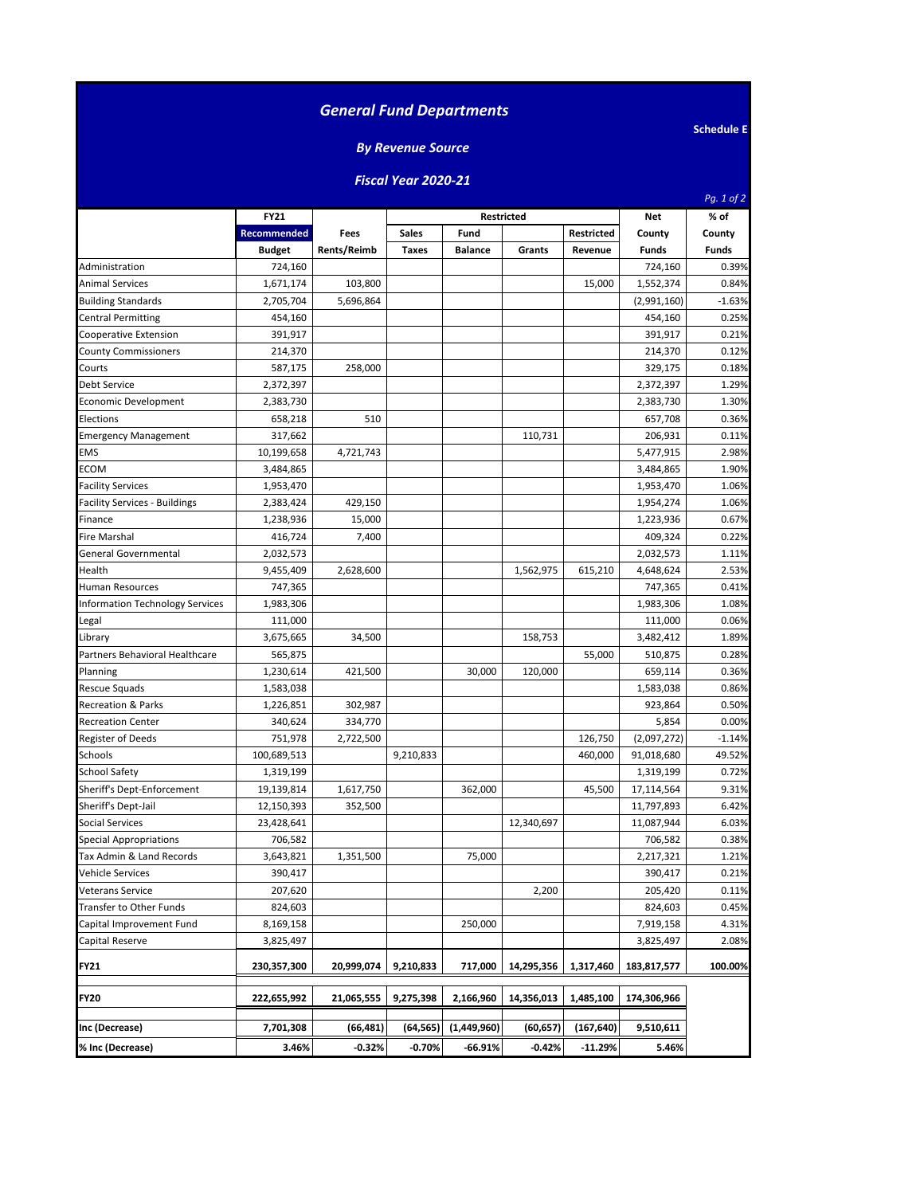# General Fund Departments

**Schedule E**

### By Revenue Source

### Fiscal Year 2020-21

| | FY21 Recommended Budget | Fees Rents/Reimb | Restricted Sales Taxes | Fund Balance | Grants | Restricted Revenue | Net County Funds | % of County Funds |
|---|---|---|---|---|---|---|---|---|
| Administration | 724,160 | | | | | | 724,160 | 0.39% |
| Animal Services | 1,671,174 | 103,800 | | | | 15,000 | 1,552,374 | 0.84% |
| Building Standards | 2,705,704 | 5,696,864 | | | | | (2,991,160) | -1.63% |
| Central Permitting | 454,160 | | | | | | 454,160 | 0.25% |
| Cooperative Extension | 391,917 | | | | | | 391,917 | 0.21% |
| County Commissioners | 214,370 | | | | | | 214,370 | 0.12% |
| Courts | 587,175 | 258,000 | | | | | 329,175 | 0.18% |
| Debt Service | 2,372,397 | | | | | | 2,372,397 | 1.29% |
| Economic Development | 2,383,730 | | | | | | 2,383,730 | 1.30% |
| Elections | 658,218 | 510 | | | | | 657,708 | 0.36% |
| Emergency Management | 317,662 | | | | 110,731 | | 206,931 | 0.11% |
| EMS | 10,199,658 | 4,721,743 | | | | | 5,477,915 | 2.98% |
| ECOM | 3,484,865 | | | | | | 3,484,865 | 1.90% |
| Facility Services | 1,953,470 | | | | | | 1,953,470 | 1.06% |
| Facility Services - Buildings | 2,383,424 | 429,150 | | | | | 1,954,274 | 1.06% |
| Finance | 1,238,936 | 15,000 | | | | | 1,223,936 | 0.67% |
| Fire Marshal | 416,724 | 7,400 | | | | | 409,324 | 0.22% |
| General Governmental | 2,032,573 | | | | | | 2,032,573 | 1.11% |
| Health | 9,455,409 | 2,628,600 | | | 1,562,975 | 615,210 | 4,648,624 | 2.53% |
| Human Resources | 747,365 | | | | | | 747,365 | 0.41% |
| Information Technology Services | 1,983,306 | | | | | | 1,983,306 | 1.08% |
| Legal | 111,000 | | | | | | 111,000 | 0.06% |
| Library | 3,675,665 | 34,500 | | | 158,753 | | 3,482,412 | 1.89% |
| Partners Behavioral Healthcare | 565,875 | | | | | 55,000 | 510,875 | 0.28% |
| Planning | 1,230,614 | 421,500 | | 30,000 | 120,000 | | 659,114 | 0.36% |
| Rescue Squads | 1,583,038 | | | | | | 1,583,038 | 0.86% |
| Recreation & Parks | 1,226,851 | 302,987 | | | | | 923,864 | 0.50% |
| Recreation Center | 340,624 | 334,770 | | | | | 5,854 | 0.00% |
| Register of Deeds | 751,978 | 2,722,500 | | | | 126,750 | (2,097,272) | -1.14% |
| Schools | 100,689,513 | | 9,210,833 | | | 460,000 | 91,018,680 | 49.52% |
| School Safety | 1,319,199 | | | | | | 1,319,199 | 0.72% |
| Sheriff's Dept-Enforcement | 19,139,814 | 1,617,750 | | 362,000 | | 45,500 | 17,114,564 | 9.31% |
| Sheriff's Dept-Jail | 12,150,393 | 352,500 | | | | | 11,797,893 | 6.42% |
| Social Services | 23,428,641 | | | | 12,340,697 | | 11,087,944 | 6.03% |
| Special Appropriations | 706,582 | | | | | | 706,582 | 0.38% |
| Tax Admin & Land Records | 3,643,821 | 1,351,500 | | 75,000 | | | 2,217,321 | 1.21% |
| Vehicle Services | 390,417 | | | | | | 390,417 | 0.21% |
| Veterans Service | 207,620 | | | | 2,200 | | 205,420 | 0.11% |
| Transfer to Other Funds | 824,603 | | | | | | 824,603 | 0.45% |
| Capital Improvement Fund | 8,169,158 | | | 250,000 | | | 7,919,158 | 4.31% |
| Capital Reserve | 3,825,497 | | | | | | 3,825,497 | 2.08% |
| **FY21** | **230,357,300** | **20,999,074** | **9,210,833** | **717,000** | **14,295,356** | **1,317,460** | **183,817,577** | **100.00%** |
| **FY20** | **222,655,992** | **21,065,555** | **9,275,398** | **2,166,960** | **14,356,013** | **1,485,100** | **174,306,966** | |
| **Inc (Decrease)** | **7,701,308** | **(66,481)** | **(64,565)** | **(1,449,960)** | **(60,657)** | **(167,640)** | **9,510,611** | |
| **% Inc (Decrease)** | **3.46%** | **-0.32%** | **-0.70%** | **-66.91%** | **-0.42%** | **-11.29%** | **5.46%** | |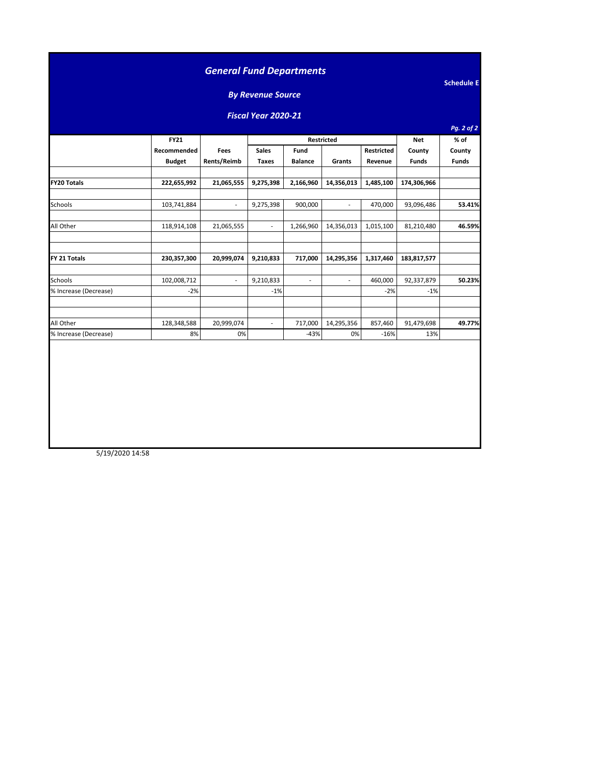## *General Fund Departments*

**Schedule E**

### *By Revenue Source*

### *Fiscal Year 2020-21*

*Pg. 2 of 2*

| | FY21 Recommended Budget | Fees Rents/Reimb | Restricted Sales Taxes | Fund Balance | Grants | Restricted Revenue | Net County Funds | % of County Funds |
|---|---|---|---|---|---|---|---|---|
| **FY20 Totals** | **222,655,992** | **21,065,555** | **9,275,398** | **2,166,960** | **14,356,013** | **1,485,100** | **174,306,966** | |
| Schools | 103,741,884 | - | 9,275,398 | 900,000 | - | 470,000 | 93,096,486 | **53.41%** |
| All Other | 118,914,108 | 21,065,555 | - | 1,266,960 | 14,356,013 | 1,015,100 | 81,210,480 | **46.59%** |
| **FY 21 Totals** | **230,357,300** | **20,999,074** | **9,210,833** | **717,000** | **14,295,356** | **1,317,460** | **183,817,577** | |
| Schools | 102,008,712 | - | 9,210,833 | - | - | 460,000 | 92,337,879 | **50.23%** |
| % Increase (Decrease) | -2% | | -1% | | | -2% | -1% | |
| All Other | 128,348,588 | 20,999,074 | - | 717,000 | 14,295,356 | 857,460 | 91,479,698 | **49.77%** |
| % Increase (Decrease) | 8% | 0% | | -43% | 0% | -16% | 13% | |

5/19/2020 14:58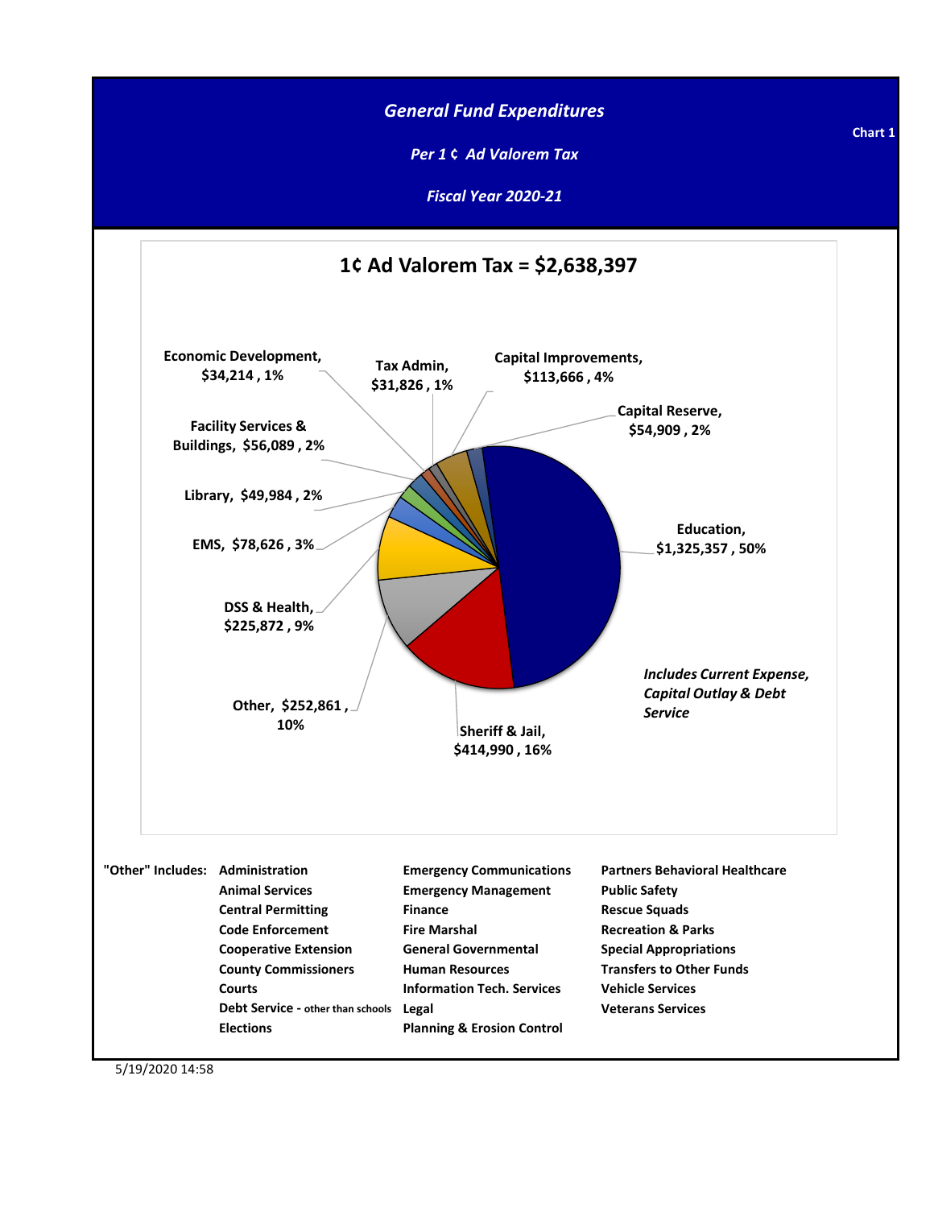# *General Fund Expenditures*

***Per 1 ¢ Ad Valorem Tax***

***Fiscal Year 2020-21***

**Chart 1**

## 1¢ Ad Valorem Tax = $2,638,397

| Category | Amount | Percent |
|---|---|---|
| Education | $1,325,357 | 50% |
| Sheriff & Jail | $414,990 | 16% |
| Other | $252,861 | 10% |
| DSS & Health | $225,872 | 9% |
| EMS | $78,626 | 3% |
| Library | $49,984 | 2% |
| Facility Services & Buildings | $56,089 | 2% |
| Economic Development | $34,214 | 1% |
| Tax Admin | $31,826 | 1% |
| Capital Improvements | $113,666 | 4% |
| Capital Reserve | $54,909 | 2% |

***Includes Current Expense, Capital Outlay & Debt Service***

**"Other" Includes:**

- Administration
- Animal Services
- Central Permitting
- Code Enforcement
- Cooperative Extension
- County Commissioners
- Courts
- Debt Service - other than schools
- Elections
- Emergency Communications
- Emergency Management
- Finance
- Fire Marshal
- General Governmental
- Human Resources
- Information Tech. Services
- Legal
- Planning & Erosion Control
- Partners Behavioral Healthcare
- Public Safety
- Rescue Squads
- Recreation & Parks
- Special Appropriations
- Transfers to Other Funds
- Vehicle Services
- Veterans Services

5/19/2020 14:58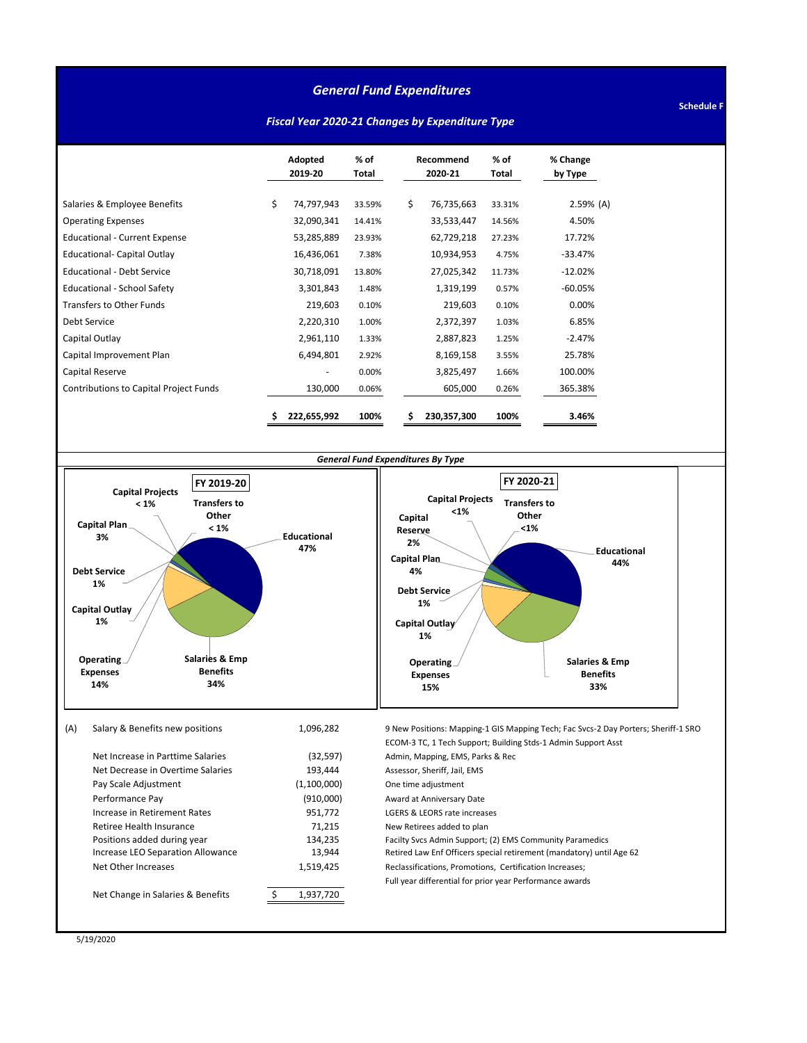# General Fund Expenditures

**Schedule F**

## Fiscal Year 2020-21 Changes by Expenditure Type

| | Adopted 2019-20 | % of Total | Recommend 2020-21 | % of Total | % Change by Type |
|---|---|---|---|---|---|
| Salaries & Employee Benefits | $ 74,797,943 | 33.59% | $ 76,735,663 | 33.31% | 2.59% (A) |
| Operating Expenses | 32,090,341 | 14.41% | 33,533,447 | 14.56% | 4.50% |
| Educational - Current Expense | 53,285,889 | 23.93% | 62,729,218 | 27.23% | 17.72% |
| Educational- Capital Outlay | 16,436,061 | 7.38% | 10,934,953 | 4.75% | -33.47% |
| Educational - Debt Service | 30,718,091 | 13.80% | 27,025,342 | 11.73% | -12.02% |
| Educational - School Safety | 3,301,843 | 1.48% | 1,319,199 | 0.57% | -60.05% |
| Transfers to Other Funds | 219,603 | 0.10% | 219,603 | 0.10% | 0.00% |
| Debt Service | 2,220,310 | 1.00% | 2,372,397 | 1.03% | 6.85% |
| Capital Outlay | 2,961,110 | 1.33% | 2,887,823 | 1.25% | -2.47% |
| Capital Improvement Plan | 6,494,801 | 2.92% | 8,169,158 | 3.55% | 25.78% |
| Capital Reserve | - | 0.00% | 3,825,497 | 1.66% | 100.00% |
| Contributions to Capital Project Funds | 130,000 | 0.06% | 605,000 | 0.26% | 365.38% |
| | **$ 222,655,992** | **100%** | **$ 230,357,300** | **100%** | **3.46%** |

### General Fund Expenditures By Type

**FY 2019-20**

- Educational 47%
- Salaries & Emp Benefits 34%
- Operating Expenses 14%
- Capital Outlay 1%
- Debt Service 1%
- Capital Plan 3%
- Capital Projects < 1%
- Transfers to Other < 1%

**FY 2020-21**

- Educational 44%
- Salaries & Emp Benefits 33%
- Operating Expenses 15%
- Capital Outlay 1%
- Debt Service 1%
- Capital Plan 4%
- Capital Reserve 2%
- Capital Projects <1%
- Transfers to Other <1%

| (A) | | |
|---|---|---|
| Salary & Benefits new positions | 1,096,282 | 9 New Positions: Mapping-1 GIS Mapping Tech; Fac Svcs-2 Day Porters; Sheriff-1 SRO ECOM-3 TC, 1 Tech Support; Building Stds-1 Admin Support Asst |
| Net Increase in Parttime Salaries | (32,597) | Admin, Mapping, EMS, Parks & Rec |
| Net Decrease in Overtime Salaries | 193,444 | Assessor, Sheriff, Jail, EMS |
| Pay Scale Adjustment | (1,100,000) | One time adjustment |
| Performance Pay | (910,000) | Award at Anniversary Date |
| Increase in Retirement Rates | 951,772 | LGERS & LEORS rate increases |
| Retiree Health Insurance | 71,215 | New Retirees added to plan |
| Positions added during year | 134,235 | Facilty Svcs Admin Support; (2) EMS Community Paramedics |
| Increase LEO Separation Allowance | 13,944 | Retired Law Enf Officers special retirement (mandatory) until Age 62 |
| Net Other Increases | 1,519,425 | Reclassifications, Promotions, Certification Increases; Full year differential for prior year Performance awards |
| Net Change in Salaries & Benefits | $ 1,937,720 | |

5/19/2020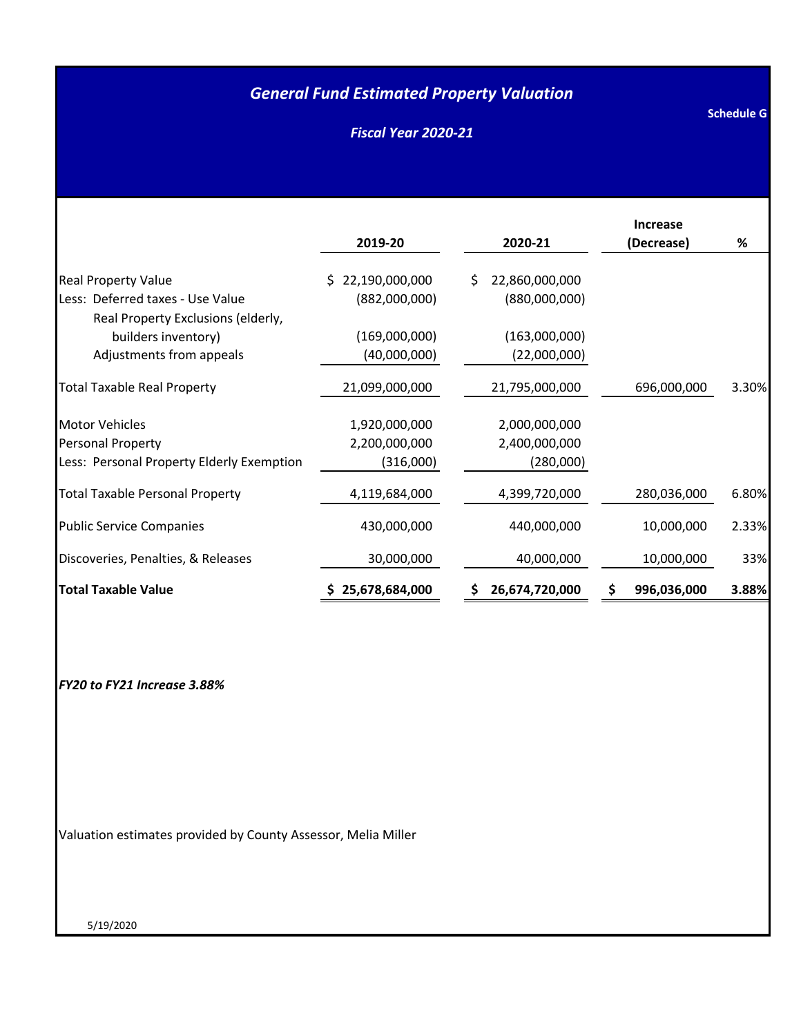# *General Fund Estimated Property Valuation*

**Schedule G**

## *Fiscal Year 2020-21*

| | 2019-20 | 2020-21 | Increase (Decrease) | % |
|---|---|---|---|---|
| Real Property Value | $ 22,190,000,000 | $ 22,860,000,000 | | |
| Less: Deferred taxes - Use Value | (882,000,000) | (880,000,000) | | |
| Real Property Exclusions (elderly, builders inventory) | (169,000,000) | (163,000,000) | | |
| Adjustments from appeals | (40,000,000) | (22,000,000) | | |
| Total Taxable Real Property | 21,099,000,000 | 21,795,000,000 | 696,000,000 | 3.30% |
| Motor Vehicles | 1,920,000,000 | 2,000,000,000 | | |
| Personal Property | 2,200,000,000 | 2,400,000,000 | | |
| Less: Personal Property Elderly Exemption | (316,000) | (280,000) | | |
| Total Taxable Personal Property | 4,119,684,000 | 4,399,720,000 | 280,036,000 | 6.80% |
| Public Service Companies | 430,000,000 | 440,000,000 | 10,000,000 | 2.33% |
| Discoveries, Penalties, & Releases | 30,000,000 | 40,000,000 | 10,000,000 | 33% |
| **Total Taxable Value** | **$ 25,678,684,000** | **$ 26,674,720,000** | **$ 996,036,000** | **3.88%** |

***FY20 to FY21 Increase 3.88%***

Valuation estimates provided by County Assessor, Melia Miller

5/19/2020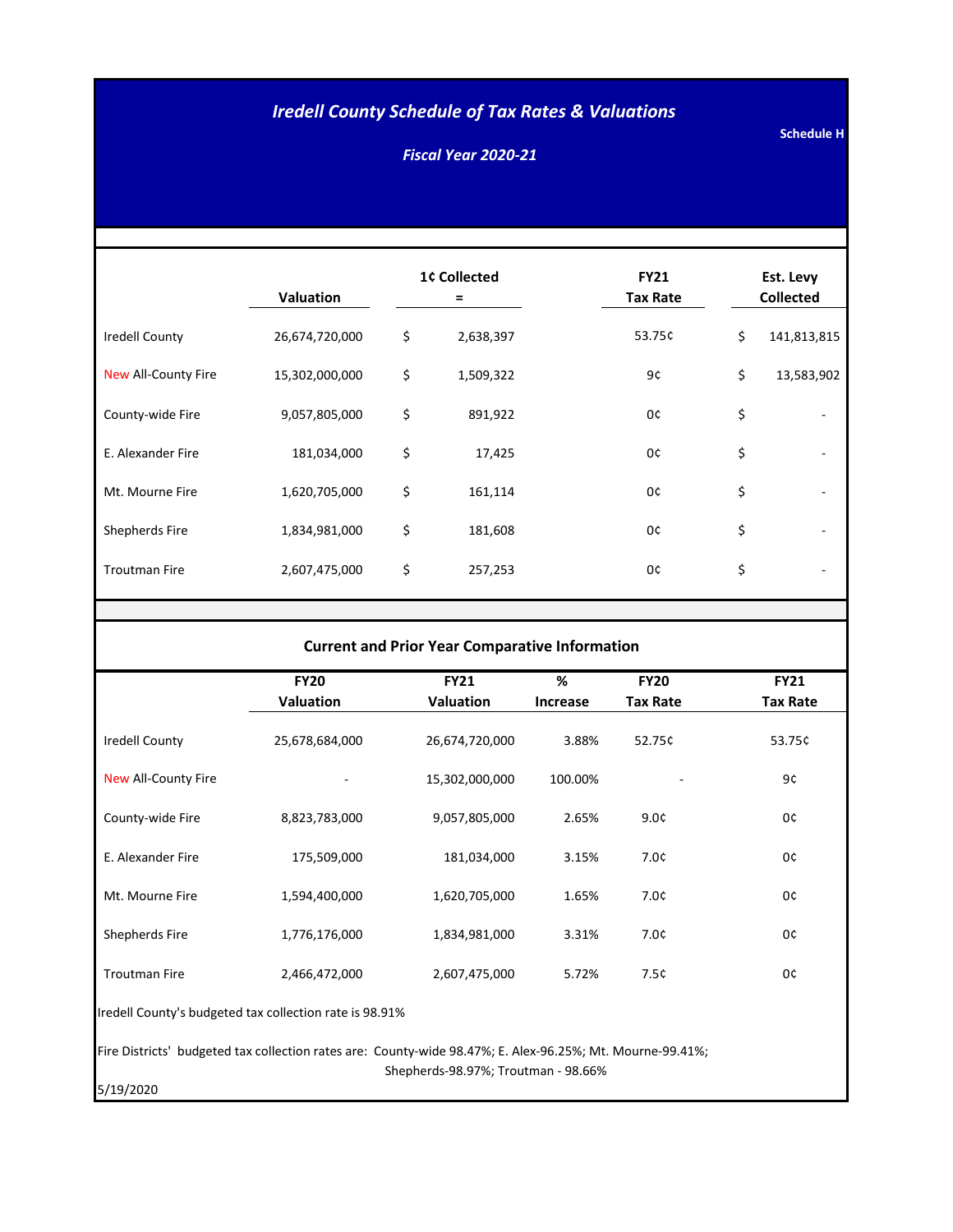# *Iredell County Schedule of Tax Rates & Valuations*

**Schedule H**

***Fiscal Year 2020-21***

| | Valuation | 1¢ Collected = | FY21 Tax Rate | Est. Levy Collected |
|---|---|---|---|---|
| Iredell County | 26,674,720,000 | $ 2,638,397 | 53.75¢ | $ 141,813,815 |
| New All-County Fire | 15,302,000,000 | $ 1,509,322 | 9¢ | $ 13,583,902 |
| County-wide Fire | 9,057,805,000 | $ 891,922 | 0¢ | $ - |
| E. Alexander Fire | 181,034,000 | $ 17,425 | 0¢ | $ - |
| Mt. Mourne Fire | 1,620,705,000 | $ 161,114 | 0¢ | $ - |
| Shepherds Fire | 1,834,981,000 | $ 181,608 | 0¢ | $ - |
| Troutman Fire | 2,607,475,000 | $ 257,253 | 0¢ | $ - |

**Current and Prior Year Comparative Information**

| | FY20 Valuation | FY21 Valuation | % Increase | FY20 Tax Rate | FY21 Tax Rate |
|---|---|---|---|---|---|
| Iredell County | 25,678,684,000 | 26,674,720,000 | 3.88% | 52.75¢ | 53.75¢ |
| New All-County Fire | - | 15,302,000,000 | 100.00% | - | 9¢ |
| County-wide Fire | 8,823,783,000 | 9,057,805,000 | 2.65% | 9.0¢ | 0¢ |
| E. Alexander Fire | 175,509,000 | 181,034,000 | 3.15% | 7.0¢ | 0¢ |
| Mt. Mourne Fire | 1,594,400,000 | 1,620,705,000 | 1.65% | 7.0¢ | 0¢ |
| Shepherds Fire | 1,776,176,000 | 1,834,981,000 | 3.31% | 7.0¢ | 0¢ |
| Troutman Fire | 2,466,472,000 | 2,607,475,000 | 5.72% | 7.5¢ | 0¢ |

Iredell County's budgeted tax collection rate is 98.91%

Fire Districts' budgeted tax collection rates are: County-wide 98.47%; E. Alex-96.25%; Mt. Mourne-99.41%; Shepherds-98.97%; Troutman - 98.66%

5/19/2020